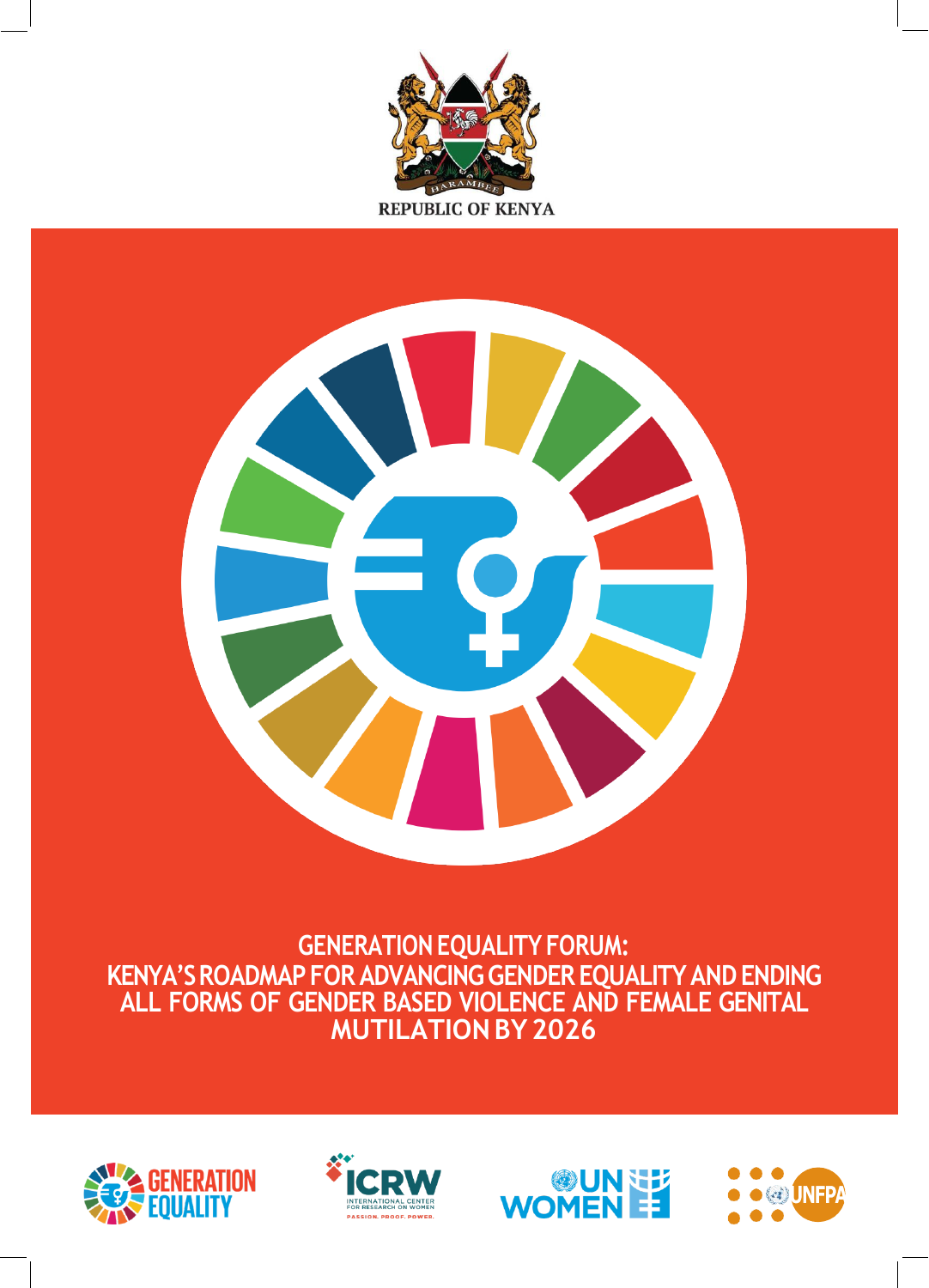REPUBLIC OF KENYA

# GENERATION EQUALITY FORUM: KENYA'S ROADMAP FOR ADVANCING GENDER EQUALITY AND ENDING ALL FORMS OF GENDER BASED VIOLENCE AND FEMALE GENITAL MUTILATION BY 2026

GENERATION EQUALITY

ICRW INTERNATIONAL CENTER FOR RESEARCH ON WOMEN PASSION. PROOF. POWER.

UN WOMEN

UNFPA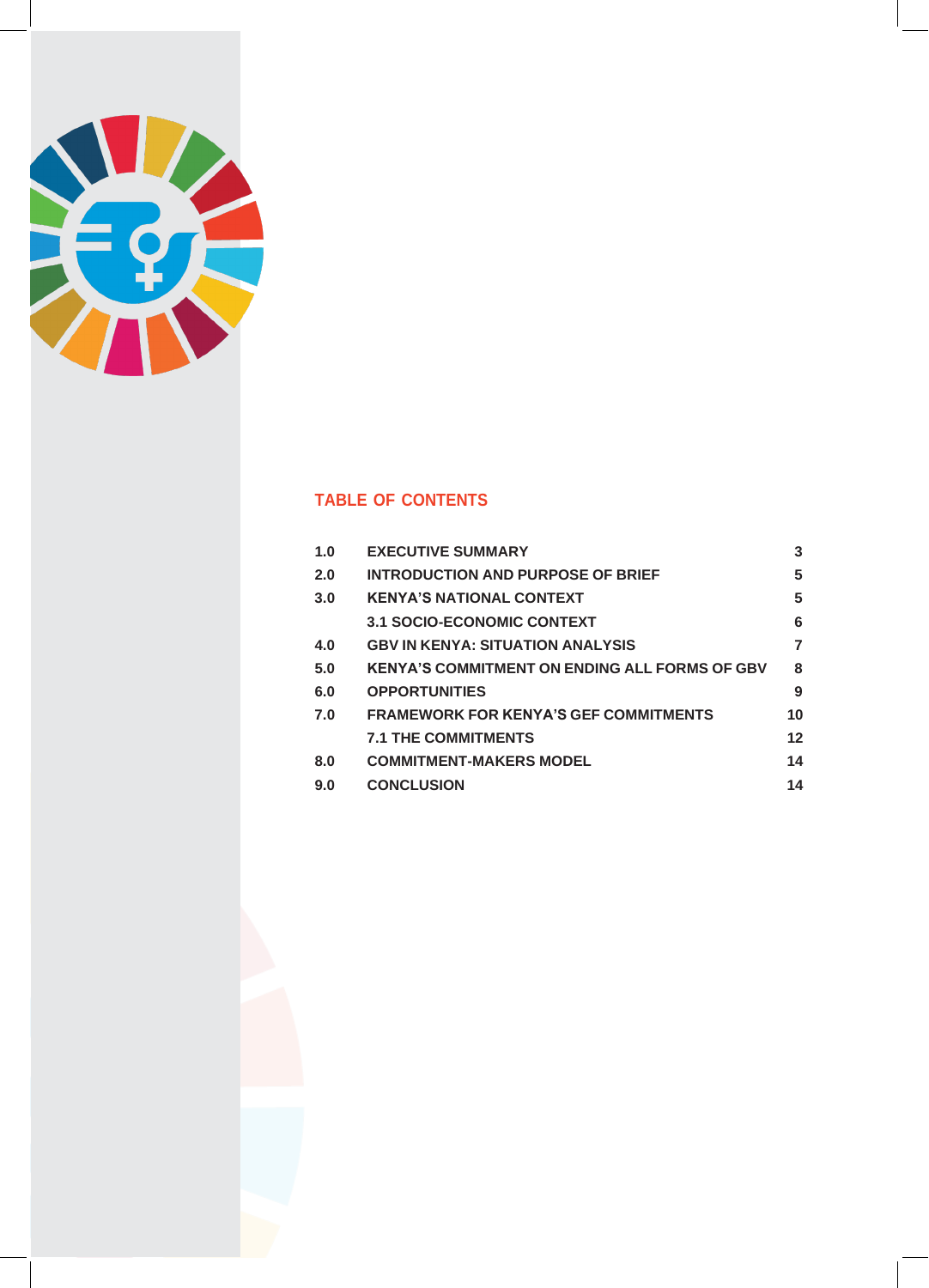## TABLE OF CONTENTS

| | | |
|---|---|---|
| 1.0 | EXECUTIVE SUMMARY | 3 |
| 2.0 | INTRODUCTION AND PURPOSE OF BRIEF | 5 |
| 3.0 | KENYA'S NATIONAL CONTEXT | 5 |
| | 3.1 SOCIO-ECONOMIC CONTEXT | 6 |
| 4.0 | GBV IN KENYA: SITUATION ANALYSIS | 7 |
| 5.0 | KENYA'S COMMITMENT ON ENDING ALL FORMS OF GBV | 8 |
| 6.0 | OPPORTUNITIES | 9 |
| 7.0 | FRAMEWORK FOR KENYA'S GEF COMMITMENTS | 10 |
| | 7.1 THE COMMITMENTS | 12 |
| 8.0 | COMMITMENT-MAKERS MODEL | 14 |
| 9.0 | CONCLUSION | 14 |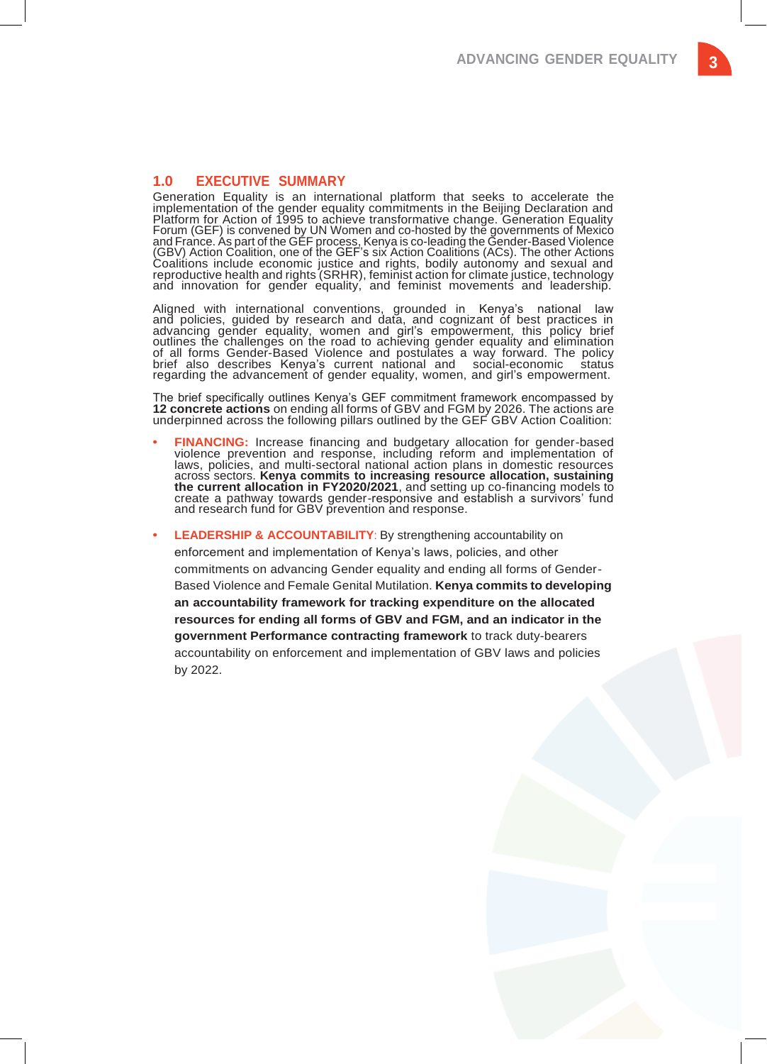## 1.0 EXECUTIVE SUMMARY

Generation Equality is an international platform that seeks to accelerate the implementation of the gender equality commitments in the Beijing Declaration and Platform for Action of 1995 to achieve transformative change. Generation Equality Forum (GEF) is convened by UN Women and co-hosted by the governments of Mexico and France. As part of the GEF process, Kenya is co-leading the Gender-Based Violence (GBV) Action Coalition, one of the GEF's six Action Coalitions (ACs). The other Actions Coalitions include economic justice and rights, bodily autonomy and sexual and reproductive health and rights (SRHR), feminist action for climate justice, technology and innovation for gender equality, and feminist movements and leadership.

Aligned with international conventions, grounded in Kenya's national law and policies, guided by research and data, and cognizant of best practices in advancing gender equality, women and girl's empowerment, this policy brief outlines the challenges on the road to achieving gender equality and elimination of all forms Gender-Based Violence and postulates a way forward. The policy brief also describes Kenya's current national and social-economic status regarding the advancement of gender equality, women, and girl's empowerment.

The brief specifically outlines Kenya's GEF commitment framework encompassed by **12 concrete actions** on ending all forms of GBV and FGM by 2026. The actions are underpinned across the following pillars outlined by the GEF GBV Action Coalition:

- **FINANCING:** Increase financing and budgetary allocation for gender-based violence prevention and response, including reform and implementation of laws, policies, and multi-sectoral national action plans in domestic resources across sectors. **Kenya commits to increasing resource allocation, sustaining the current allocation in FY2020/2021**, and setting up co-financing models to create a pathway towards gender-responsive and establish a survivors' fund and research fund for GBV prevention and response.

- **LEADERSHIP & ACCOUNTABILITY**: By strengthening accountability on enforcement and implementation of Kenya's laws, policies, and other commitments on advancing Gender equality and ending all forms of Gender-Based Violence and Female Genital Mutilation. **Kenya commits to developing an accountability framework for tracking expenditure on the allocated resources for ending all forms of GBV and FGM, and an indicator in the government Performance contracting framework** to track duty-bearers accountability on enforcement and implementation of GBV laws and policies by 2022.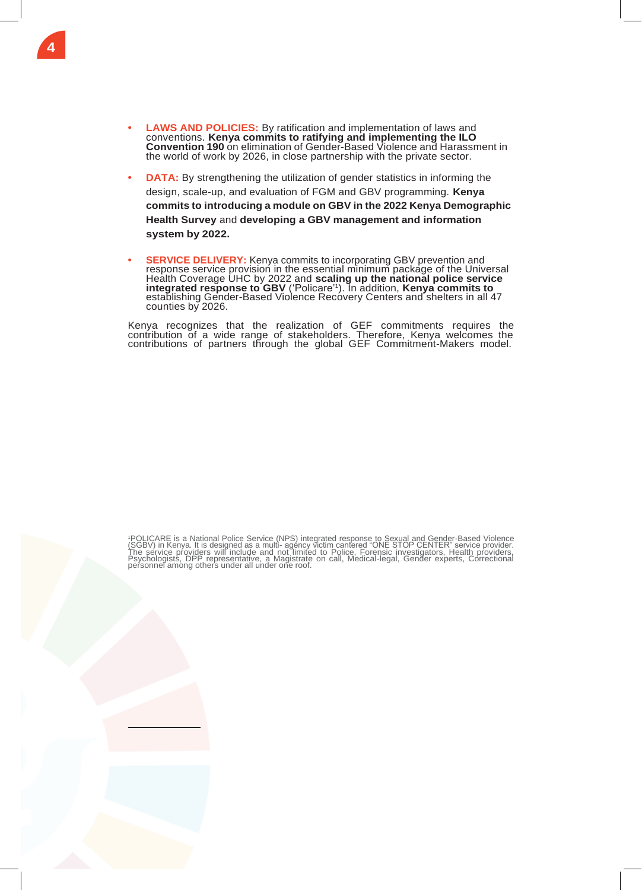- **LAWS AND POLICIES:** By ratification and implementation of laws and conventions. **Kenya commits to ratifying and implementing the ILO Convention 190** on elimination of Gender-Based Violence and Harassment in the world of work by 2026, in close partnership with the private sector.

- **DATA:** By strengthening the utilization of gender statistics in informing the design, scale-up, and evaluation of FGM and GBV programming. **Kenya commits to introducing a module on GBV in the 2022 Kenya Demographic Health Survey** and **developing a GBV management and information system by 2022.**

- **SERVICE DELIVERY:** Kenya commits to incorporating GBV prevention and response service provision in the essential minimum package of the Universal Health Coverage UHC by 2022 and **scaling up the national police service integrated response to GBV** ('Policare'[1]). In addition, **Kenya commits to** establishing Gender-Based Violence Recovery Centers and shelters in all 47 counties by 2026.

Kenya recognizes that the realization of GEF commitments requires the contribution of a wide range of stakeholders. Therefore, Kenya welcomes the contributions of partners through the global GEF Commitment-Makers model.

[1]POLICARE is a National Police Service (NPS) integrated response to Sexual and Gender-Based Violence (SGBV) in Kenya. It is designed as a multi- agency victim cantered "ONE STOP CENTER" service provider. The service providers will include and not limited to Police, Forensic investigators, Health providers, Psychologists, DPP representative, a Magistrate on call, Medical-legal, Gender experts, Correctional personnel among others under all under one roof.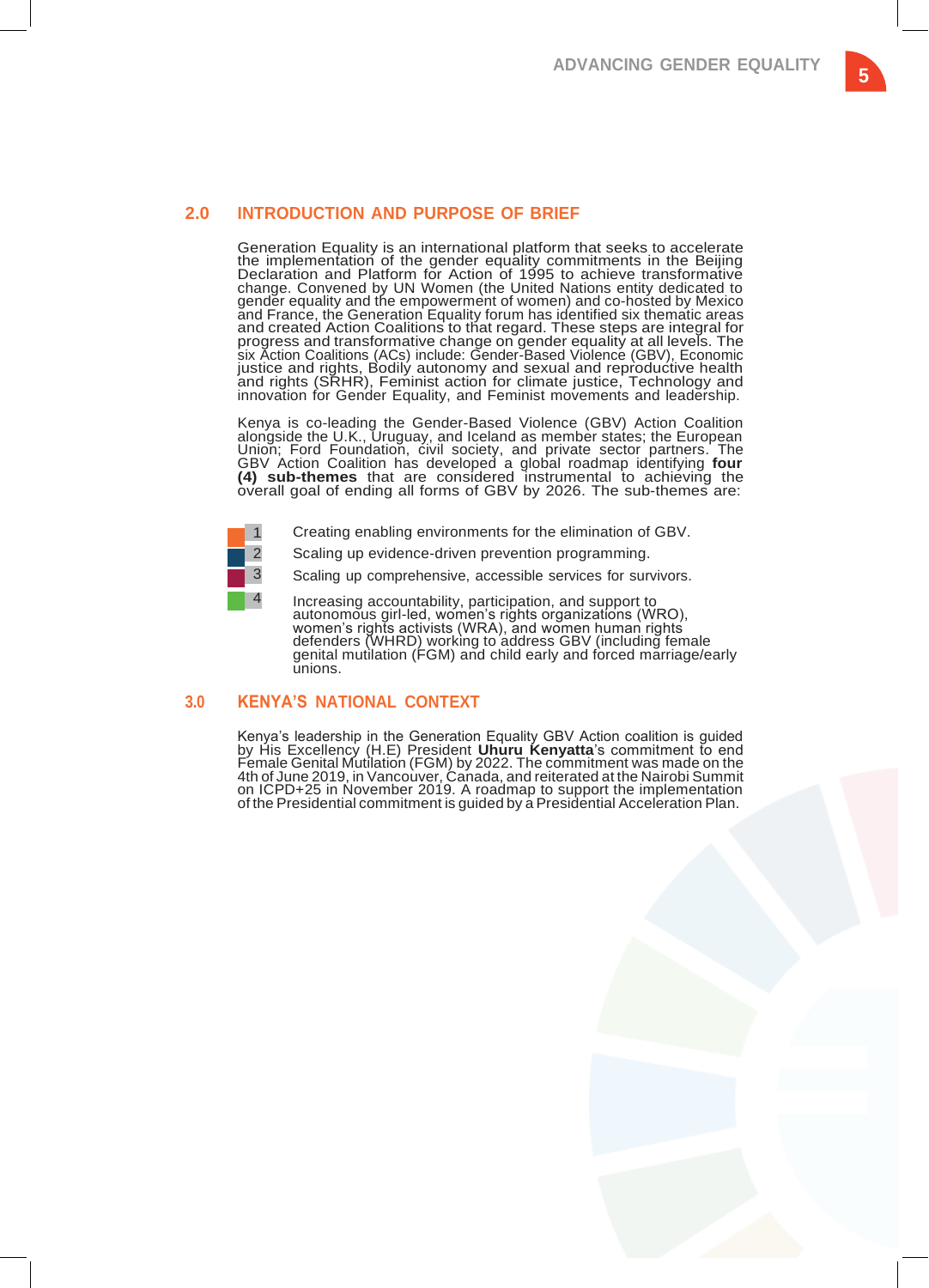## 2.0 INTRODUCTION AND PURPOSE OF BRIEF

Generation Equality is an international platform that seeks to accelerate the implementation of the gender equality commitments in the Beijing Declaration and Platform for Action of 1995 to achieve transformative change. Convened by UN Women (the United Nations entity dedicated to gender equality and the empowerment of women) and co-hosted by Mexico and France, the Generation Equality forum has identified six thematic areas and created Action Coalitions to that regard. These steps are integral for progress and transformative change on gender equality at all levels. The six Action Coalitions (ACs) include: Gender-Based Violence (GBV), Economic justice and rights, Bodily autonomy and sexual and reproductive health and rights (SRHR), Feminist action for climate justice, Technology and innovation for Gender Equality, and Feminist movements and leadership.

Kenya is co-leading the Gender-Based Violence (GBV) Action Coalition alongside the U.K., Uruguay, and Iceland as member states; the European Union; Ford Foundation, civil society, and private sector partners. The GBV Action Coalition has developed a global roadmap identifying **four (4) sub-themes** that are considered instrumental to achieving the overall goal of ending all forms of GBV by 2026. The sub-themes are:

1. Creating enabling environments for the elimination of GBV.
2. Scaling up evidence-driven prevention programming.
3. Scaling up comprehensive, accessible services for survivors.
4. Increasing accountability, participation, and support to autonomous girl-led, women's rights organizations (WRO), women's rights activists (WRA), and women human rights defenders (WHRD) working to address GBV (including female genital mutilation (FGM) and child early and forced marriage/early unions.

## 3.0 KENYA'S NATIONAL CONTEXT

Kenya's leadership in the Generation Equality GBV Action coalition is guided by His Excellency (H.E) President **Uhuru Kenyatta**'s commitment to end Female Genital Mutilation (FGM) by 2022. The commitment was made on the 4th of June 2019, in Vancouver, Canada, and reiterated at the Nairobi Summit on ICPD+25 in November 2019. A roadmap to support the implementation of the Presidential commitment is guided by a Presidential Acceleration Plan.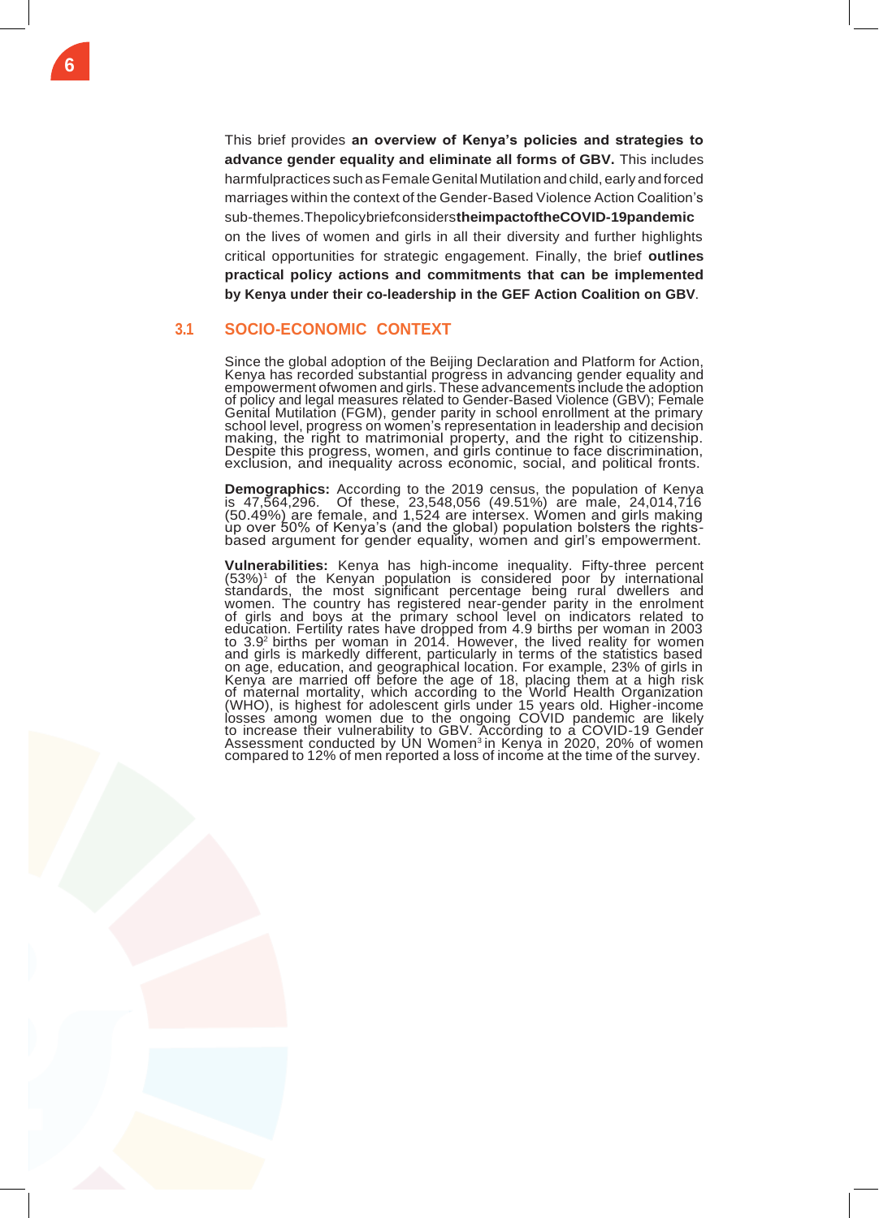This brief provides **an overview of Kenya's policies and strategies to advance gender equality and eliminate all forms of GBV.** This includes harmful practices such as Female Genital Mutilation and child, early and forced marriages within the context of the Gender-Based Violence Action Coalition's sub-themes. The policy brief considers **the impact of the COVID-19 pandemic** on the lives of women and girls in all their diversity and further highlights critical opportunities for strategic engagement. Finally, the brief **outlines practical policy actions and commitments that can be implemented by Kenya under their co-leadership in the GEF Action Coalition on GBV**.

## 3.1 SOCIO-ECONOMIC CONTEXT

Since the global adoption of the Beijing Declaration and Platform for Action, Kenya has recorded substantial progress in advancing gender equality and empowerment of women and girls. These advancements include the adoption of policy and legal measures related to Gender-Based Violence (GBV); Female Genital Mutilation (FGM), gender parity in school enrollment at the primary school level, progress on women's representation in leadership and decision making, the right to matrimonial property, and the right to citizenship. Despite this progress, women, and girls continue to face discrimination, exclusion, and inequality across economic, social, and political fronts.

**Demographics:** According to the 2019 census, the population of Kenya is 47,564,296. Of these, 23,548,056 (49.51%) are male, 24,014,716 (50.49%) are female, and 1,524 are intersex. Women and girls making up over 50% of Kenya's (and the global) population bolsters the rights-based argument for gender equality, women and girl's empowerment.

**Vulnerabilities:** Kenya has high-income inequality. Fifty-three percent (53%)[1] of the Kenyan population is considered poor by international standards, the most significant percentage being rural dwellers and women. The country has registered near-gender parity in the enrolment of girls and boys at the primary school level on indicators related to education. Fertility rates have dropped from 4.9 births per woman in 2003 to 3.9[2] births per woman in 2014. However, the lived reality for women and girls is markedly different, particularly in terms of the statistics based on age, education, and geographical location. For example, 23% of girls in Kenya are married off before the age of 18, placing them at a high risk of maternal mortality, which according to the World Health Organization (WHO), is highest for adolescent girls under 15 years old. Higher-income losses among women due to the ongoing COVID pandemic are likely to increase their vulnerability to GBV. According to a COVID-19 Gender Assessment conducted by UN Women[3] in Kenya in 2020, 20% of women compared to 12% of men reported a loss of income at the time of the survey.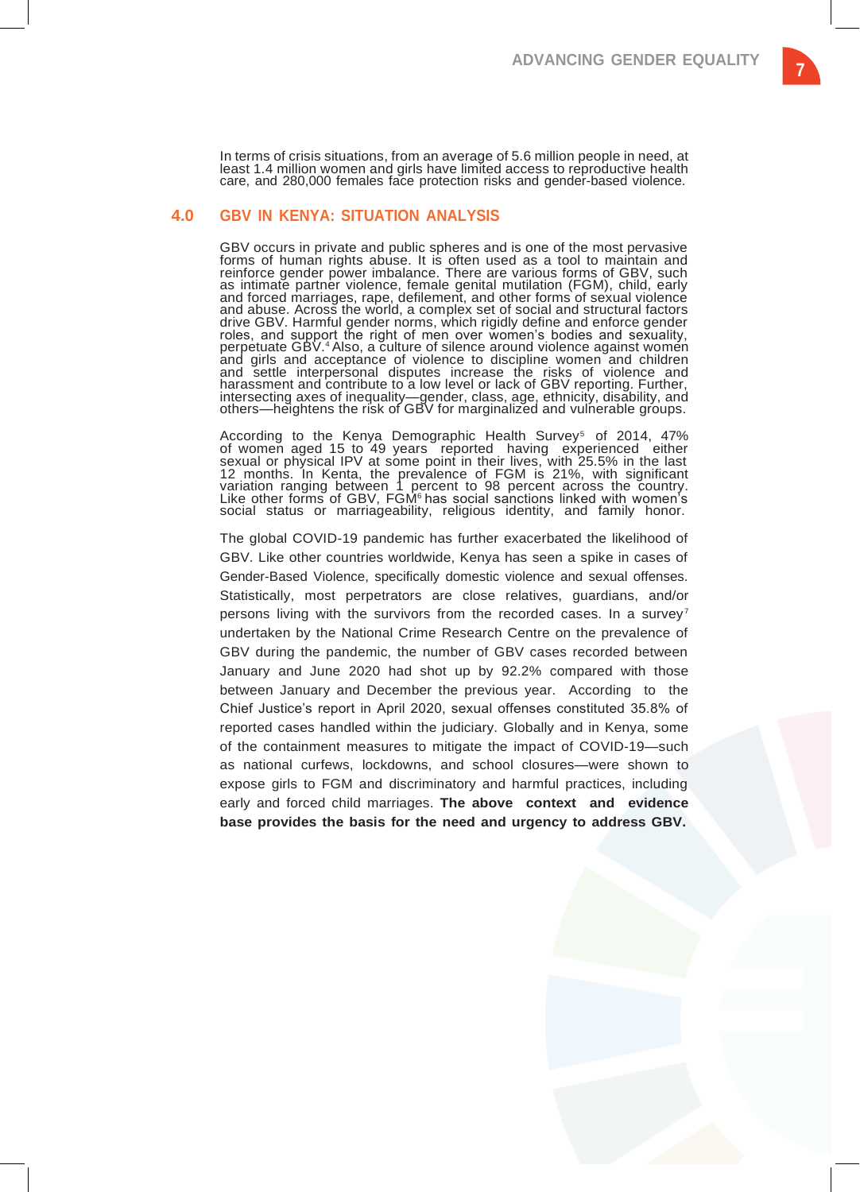In terms of crisis situations, from an average of 5.6 million people in need, at least 1.4 million women and girls have limited access to reproductive health care, and 280,000 females face protection risks and gender-based violence.

## 4.0 GBV IN KENYA: SITUATION ANALYSIS

GBV occurs in private and public spheres and is one of the most pervasive forms of human rights abuse. It is often used as a tool to maintain and reinforce gender power imbalance. There are various forms of GBV, such as intimate partner violence, female genital mutilation (FGM), child, early and forced marriages, rape, defilement, and other forms of sexual violence and abuse. Across the world, a complex set of social and structural factors drive GBV. Harmful gender norms, which rigidly define and enforce gender roles, and support the right of men over women's bodies and sexuality, perpetuate GBV.[4] Also, a culture of silence around violence against women and girls and acceptance of violence to discipline women and children and settle interpersonal disputes increase the risks of violence and harassment and contribute to a low level or lack of GBV reporting. Further, intersecting axes of inequality—gender, class, age, ethnicity, disability, and others—heightens the risk of GBV for marginalized and vulnerable groups.

According to the Kenya Demographic Health Survey[5] of 2014, 47% of women aged 15 to 49 years reported having experienced either sexual or physical IPV at some point in their lives, with 25.5% in the last 12 months. In Kenta, the prevalence of FGM is 21%, with significant variation ranging between 1 percent to 98 percent across the country. Like other forms of GBV, FGM[6] has social sanctions linked with women's social status or marriageability, religious identity, and family honor.

The global COVID-19 pandemic has further exacerbated the likelihood of GBV. Like other countries worldwide, Kenya has seen a spike in cases of Gender-Based Violence, specifically domestic violence and sexual offenses. Statistically, most perpetrators are close relatives, guardians, and/or persons living with the survivors from the recorded cases. In a survey[7] undertaken by the National Crime Research Centre on the prevalence of GBV during the pandemic, the number of GBV cases recorded between January and June 2020 had shot up by 92.2% compared with those between January and December the previous year. According to the Chief Justice's report in April 2020, sexual offenses constituted 35.8% of reported cases handled within the judiciary. Globally and in Kenya, some of the containment measures to mitigate the impact of COVID-19—such as national curfews, lockdowns, and school closures—were shown to expose girls to FGM and discriminatory and harmful practices, including early and forced child marriages. **The above context and evidence base provides the basis for the need and urgency to address GBV.**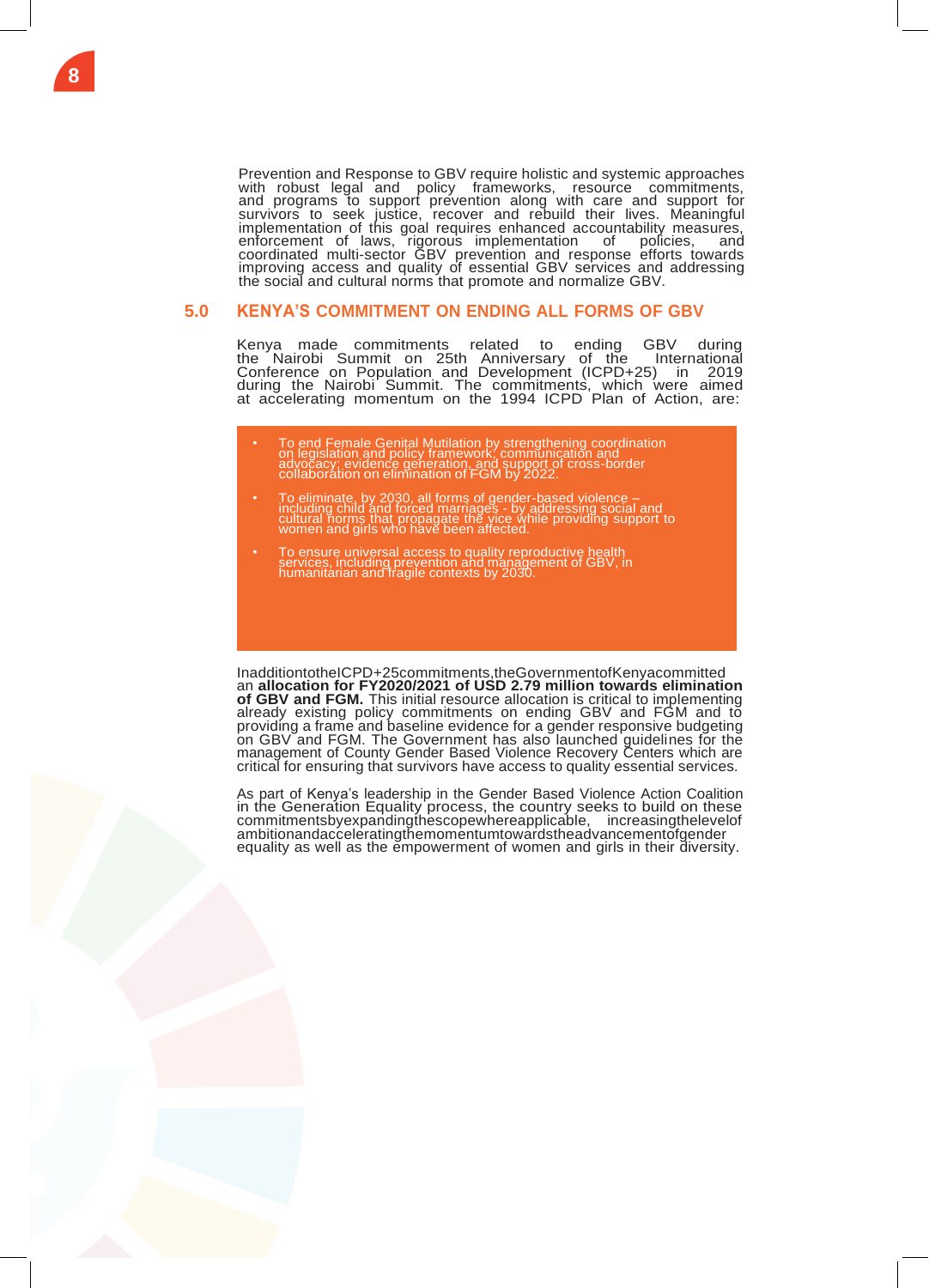Prevention and Response to GBV require holistic and systemic approaches with robust legal and policy frameworks, resource commitments, and programs to support prevention along with care and support for survivors to seek justice, recover and rebuild their lives. Meaningful implementation of this goal requires enhanced accountability measures, enforcement of laws, rigorous implementation of policies, and coordinated multi-sector GBV prevention and response efforts towards improving access and quality of essential GBV services and addressing the social and cultural norms that promote and normalize GBV.

## 5.0 KENYA'S COMMITMENT ON ENDING ALL FORMS OF GBV

Kenya made commitments related to ending GBV during the Nairobi Summit on 25th Anniversary of the International Conference on Population and Development (ICPD+25) in 2019 during the Nairobi Summit. The commitments, which were aimed at accelerating momentum on the 1994 ICPD Plan of Action, are:

- To end Female Genital Mutilation by strengthening coordination on legislation and policy framework; communication and advocacy; evidence generation, and support of cross-border collaboration on elimination of FGM by 2022.
- To eliminate, by 2030, all forms of gender-based violence – including child and forced marriages - by addressing social and cultural norms that propagate the vice while providing support to women and girls who have been affected.
- To ensure universal access to quality reproductive health services, including prevention and management of GBV, in humanitarian and fragile contexts by 2030.

In addition to the ICPD+25 commitments, the Government of Kenya committed an **allocation for FY2020/2021 of USD 2.79 million towards elimination of GBV and FGM.** This initial resource allocation is critical to implementing already existing policy commitments on ending GBV and FGM and to providing a frame and baseline evidence for a gender responsive budgeting on GBV and FGM. The Government has also launched guidelines for the management of County Gender Based Violence Recovery Centers which are critical for ensuring that survivors have access to quality essential services.

As part of Kenya's leadership in the Gender Based Violence Action Coalition in the Generation Equality process, the country seeks to build on these commitments by expanding the scope where applicable, increasing the level of ambition and accelerating the momentum towards the advancement of gender equality as well as the empowerment of women and girls in their diversity.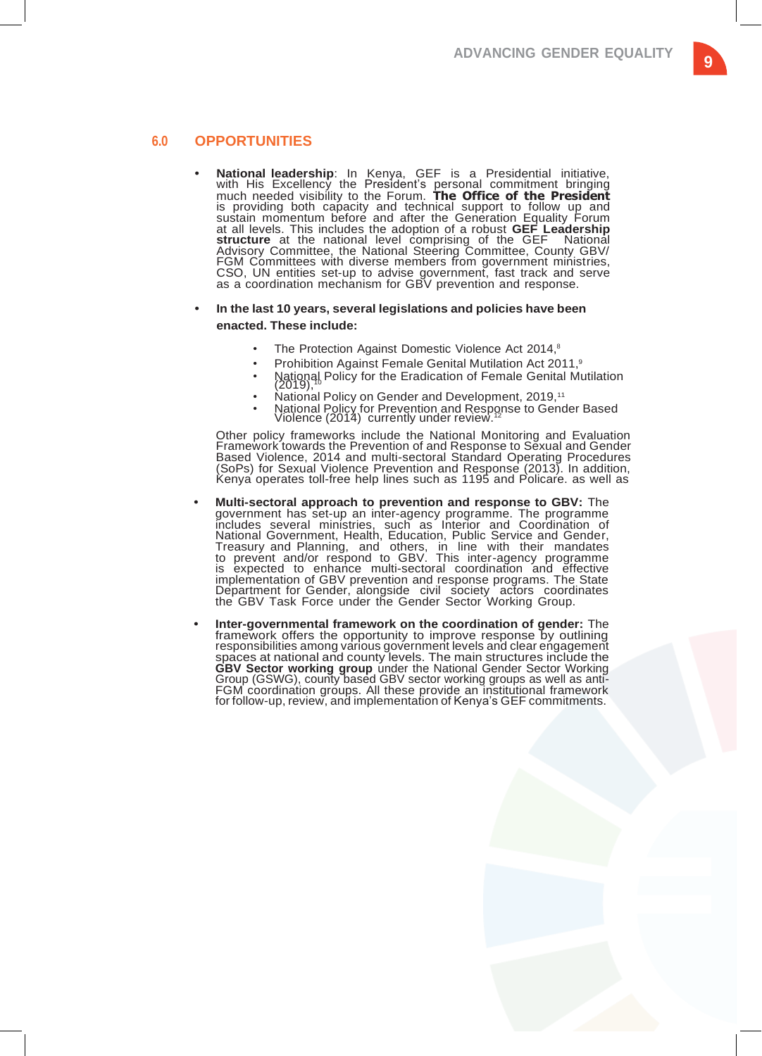## 6.0 OPPORTUNITIES

- **National leadership**: In Kenya, GEF is a Presidential initiative, with His Excellency the President's personal commitment bringing much needed visibility to the Forum. **The Office of the President** is providing both capacity and technical support to follow up and sustain momentum before and after the Generation Equality Forum at all levels. This includes the adoption of a robust **GEF Leadership structure** at the national level comprising of the GEF National Advisory Committee, the National Steering Committee, County GBV/FGM Committees with diverse members from government ministries, CSO, UN entities set-up to advise government, fast track and serve as a coordination mechanism for GBV prevention and response.

- **In the last 10 years, several legislations and policies have been enacted. These include:**

    - The Protection Against Domestic Violence Act 2014,[8]
    - Prohibition Against Female Genital Mutilation Act 2011,[9]
    - National Policy for the Eradication of Female Genital Mutilation (2019),[10]
    - National Policy on Gender and Development, 2019,[11]
    - National Policy for Prevention and Response to Gender Based Violence (2014) currently under review.[12]

  Other policy frameworks include the National Monitoring and Evaluation Framework towards the Prevention of and Response to Sexual and Gender Based Violence, 2014 and multi-sectoral Standard Operating Procedures (SoPs) for Sexual Violence Prevention and Response (2013). In addition, Kenya operates toll-free help lines such as 1195 and Policare. as well as

- **Multi-sectoral approach to prevention and response to GBV:** The government has set-up an inter-agency programme. The programme includes several ministries, such as Interior and Coordination of National Government, Health, Education, Public Service and Gender, Treasury and Planning, and others, in line with their mandates to prevent and/or respond to GBV. This inter-agency programme is expected to enhance multi-sectoral coordination and effective implementation of GBV prevention and response programs. The State Department for Gender, alongside civil society actors coordinates the GBV Task Force under the Gender Sector Working Group.

- **Inter-governmental framework on the coordination of gender:** The framework offers the opportunity to improve response by outlining responsibilities among various government levels and clear engagement spaces at national and county levels. The main structures include the **GBV Sector working group** under the National Gender Sector Working Group (GSWG), county based GBV sector working groups as well as anti-FGM coordination groups. All these provide an institutional framework for follow-up, review, and implementation of Kenya's GEF commitments.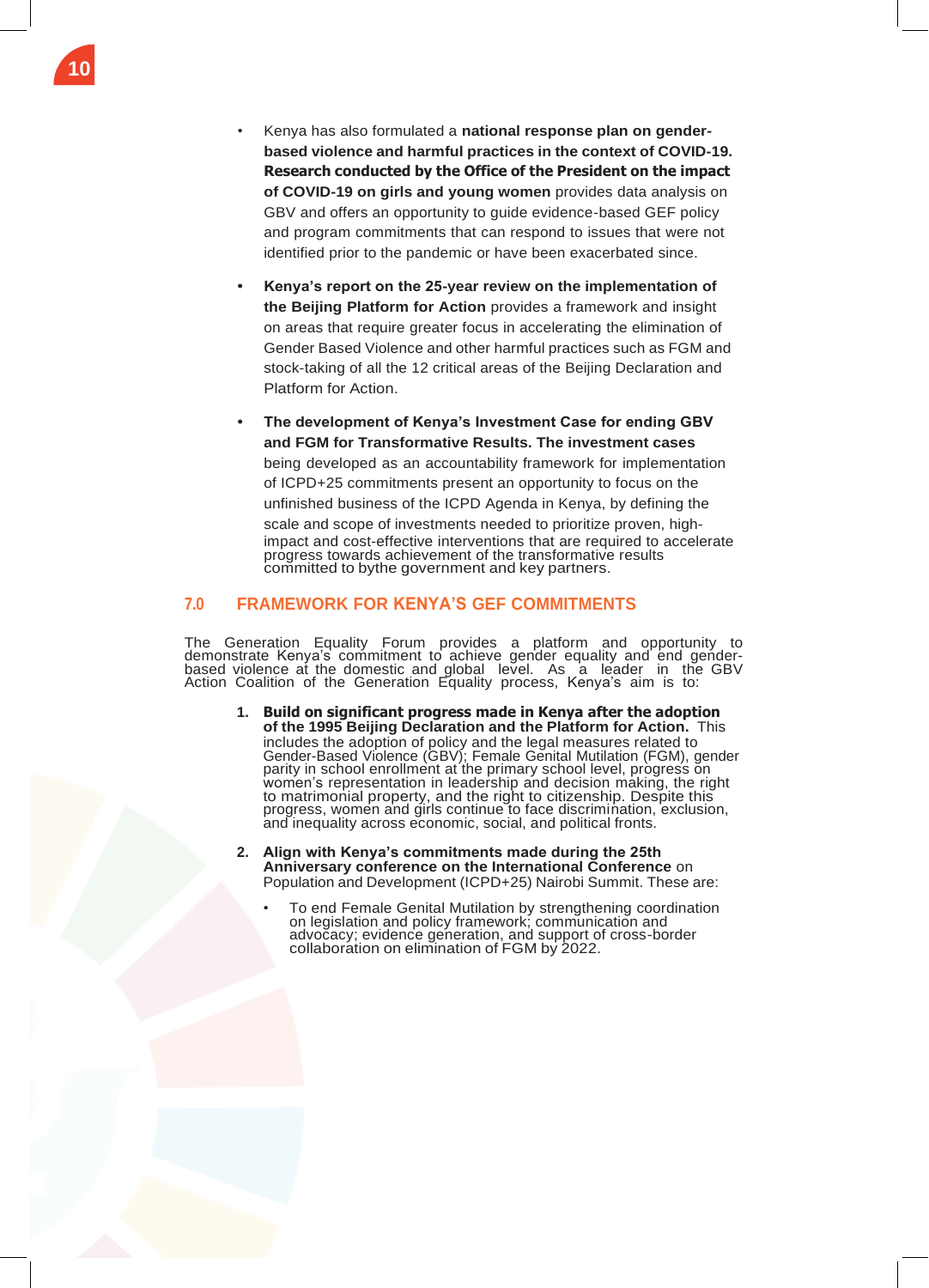- Kenya has also formulated a **national response plan on gender-based violence and harmful practices in the context of COVID-19. Research conducted by the Office of the President on the impact of COVID-19 on girls and young women** provides data analysis on GBV and offers an opportunity to guide evidence-based GEF policy and program commitments that can respond to issues that were not identified prior to the pandemic or have been exacerbated since.

- **Kenya's report on the 25-year review on the implementation of the Beijing Platform for Action** provides a framework and insight on areas that require greater focus in accelerating the elimination of Gender Based Violence and other harmful practices such as FGM and stock-taking of all the 12 critical areas of the Beijing Declaration and Platform for Action.

- **The development of Kenya's Investment Case for ending GBV and FGM for Transformative Results. The investment cases** being developed as an accountability framework for implementation of ICPD+25 commitments present an opportunity to focus on the unfinished business of the ICPD Agenda in Kenya, by defining the scale and scope of investments needed to prioritize proven, high-impact and cost-effective interventions that are required to accelerate progress towards achievement of the transformative results committed to bythe government and key partners.

## 7.0 FRAMEWORK FOR KENYA'S GEF COMMITMENTS

The Generation Equality Forum provides a platform and opportunity to demonstrate Kenya's commitment to achieve gender equality and end gender-based violence at the domestic and global level. As a leader in the GBV Action Coalition of the Generation Equality process, Kenya's aim is to:

1. **Build on significant progress made in Kenya after the adoption of the 1995 Beijing Declaration and the Platform for Action.** This includes the adoption of policy and the legal measures related to Gender-Based Violence (GBV); Female Genital Mutilation (FGM), gender parity in school enrollment at the primary school level, progress on women's representation in leadership and decision making, the right to matrimonial property, and the right to citizenship. Despite this progress, women and girls continue to face discrimination, exclusion, and inequality across economic, social, and political fronts.

2. **Align with Kenya's commitments made during the 25th Anniversary conference on the International Conference** on Population and Development (ICPD+25) Nairobi Summit. These are:

   - To end Female Genital Mutilation by strengthening coordination on legislation and policy framework; communication and advocacy; evidence generation, and support of cross-border collaboration on elimination of FGM by 2022.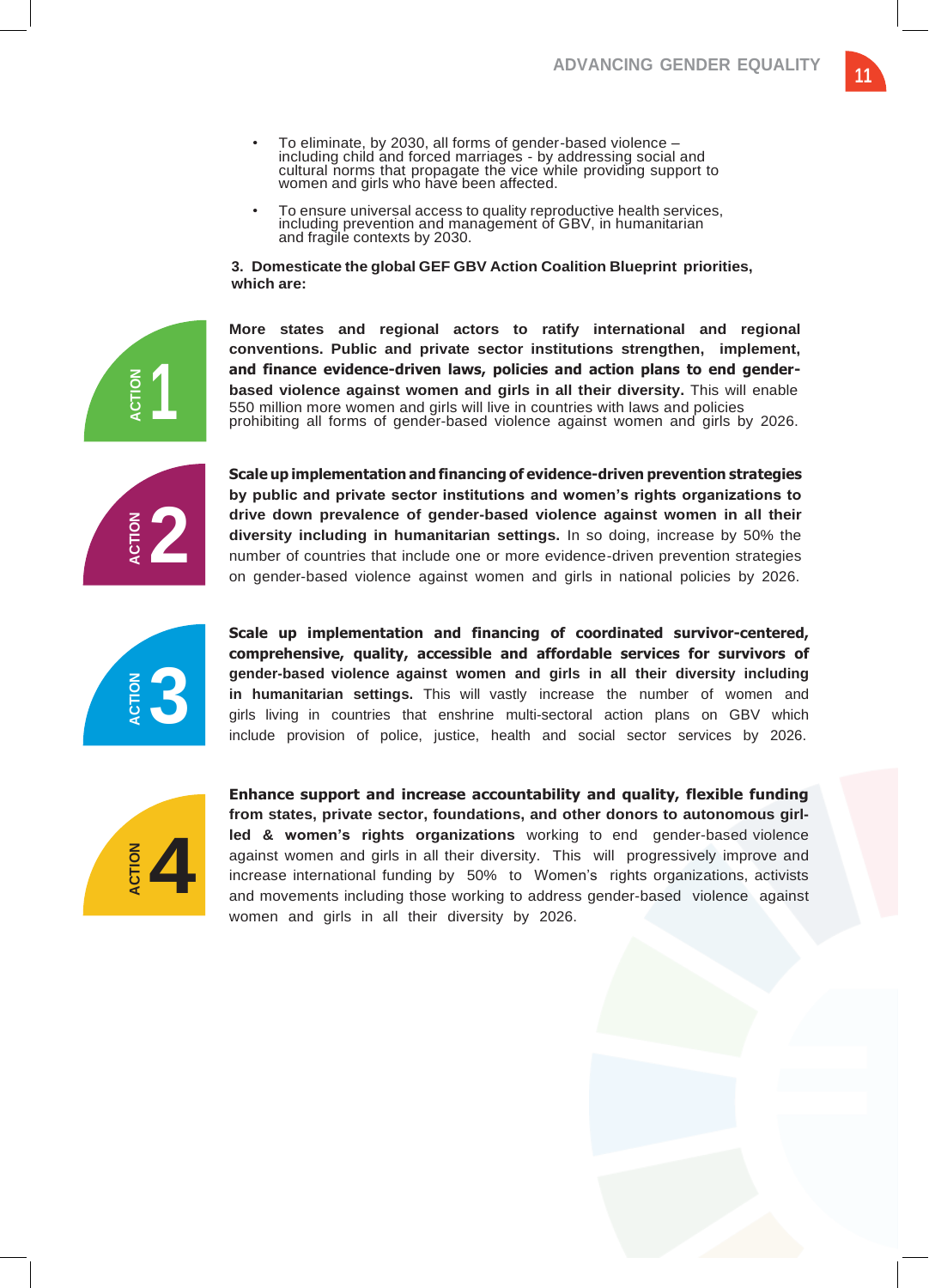- To eliminate, by 2030, all forms of gender-based violence – including child and forced marriages - by addressing social and cultural norms that propagate the vice while providing support to women and girls who have been affected.
- To ensure universal access to quality reproductive health services, including prevention and management of GBV, in humanitarian and fragile contexts by 2030.

**3. Domesticate the global GEF GBV Action Coalition Blueprint priorities, which are:**

**ACTION 1**

**More states and regional actors to ratify international and regional conventions. Public and private sector institutions strengthen, implement, and finance evidence-driven laws, policies and action plans to end gender-based violence against women and girls in all their diversity.** This will enable 550 million more women and girls will live in countries with laws and policies prohibiting all forms of gender-based violence against women and girls by 2026.

**ACTION 2**

**Scale up implementation and financing of evidence-driven prevention strategies by public and private sector institutions and women's rights organizations to drive down prevalence of gender-based violence against women in all their diversity including in humanitarian settings.** In so doing, increase by 50% the number of countries that include one or more evidence-driven prevention strategies on gender-based violence against women and girls in national policies by 2026.

**ACTION 3**

**Scale up implementation and financing of coordinated survivor-centered, comprehensive, quality, accessible and affordable services for survivors of gender-based violence against women and girls in all their diversity including in humanitarian settings.** This will vastly increase the number of women and girls living in countries that enshrine multi-sectoral action plans on GBV which include provision of police, justice, health and social sector services by 2026.

**ACTION 4**

**Enhance support and increase accountability and quality, flexible funding from states, private sector, foundations, and other donors to autonomous girl-led & women's rights organizations** working to end gender-based violence against women and girls in all their diversity. This will progressively improve and increase international funding by 50% to Women's rights organizations, activists and movements including those working to address gender-based violence against women and girls in all their diversity by 2026.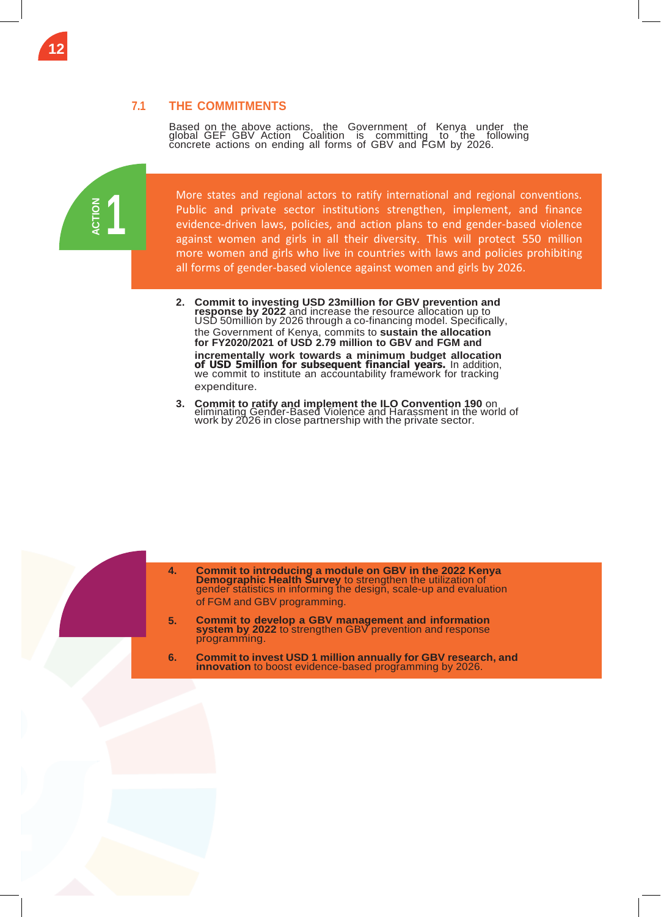## 7.1 THE COMMITMENTS

Based on the above actions, the Government of Kenya under the global GEF GBV Action Coalition is committing to the following concrete actions on ending all forms of GBV and FGM by 2026.

**ACTION 1**

More states and regional actors to ratify international and regional conventions. Public and private sector institutions strengthen, implement, and finance evidence-driven laws, policies, and action plans to end gender-based violence against women and girls in all their diversity. This will protect 550 million more women and girls who live in countries with laws and policies prohibiting all forms of gender-based violence against women and girls by 2026.

2. **Commit to investing USD 23million for GBV prevention and response by 2022** and increase the resource allocation up to USD 50million by 2026 through a co-financing model. Specifically, the Government of Kenya, commits to **sustain the allocation for FY2020/2021 of USD 2.79 million to GBV and FGM and incrementally work towards a minimum budget allocation of USD 5million for subsequent financial years.** In addition, we commit to institute an accountability framework for tracking expenditure.
3. **Commit to ratify and implement the ILO Convention 190** on eliminating Gender-Based Violence and Harassment in the world of work by 2026 in close partnership with the private sector.
4. **Commit to introducing a module on GBV in the 2022 Kenya Demographic Health Survey** to strengthen the utilization of gender statistics in informing the design, scale-up and evaluation of FGM and GBV programming.
5. **Commit to develop a GBV management and information system by 2022** to strengthen GBV prevention and response programming.
6. **Commit to invest USD 1 million annually for GBV research, and innovation** to boost evidence-based programming by 2026.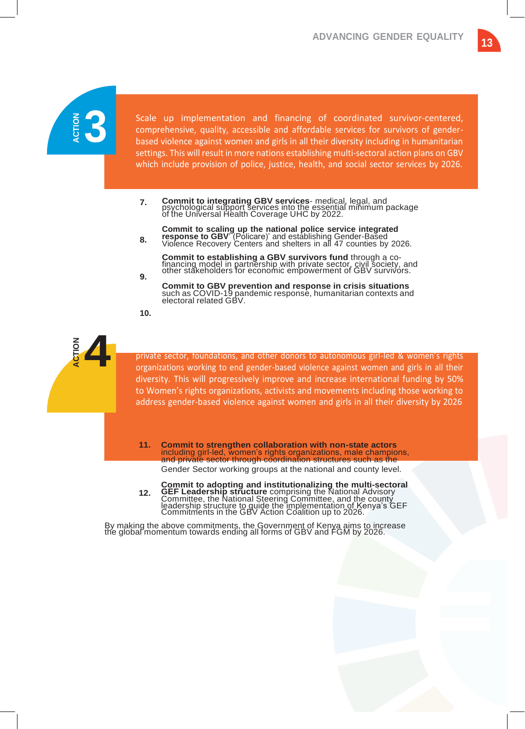## ACTION 3

Scale up implementation and financing of coordinated survivor-centered, comprehensive, quality, accessible and affordable services for survivors of gender-based violence against women and girls in all their diversity including in humanitarian settings. This will result in more nations establishing multi-sectoral action plans on GBV which include provision of police, justice, health, and social sector services by 2026.

7. **Commit to integrating GBV services**- medical, legal, and psychological support services into the essential minimum package of the Universal Health Coverage UHC by 2022.

8. **Commit to scaling up the national police service integrated response to GBV**' (Policare)' and establishing Gender-Based Violence Recovery Centers and shelters in all 47 counties by 2026.

9. **Commit to establishing a GBV survivors fund** through a co-financing model in partnership with private sector, civil society, and other stakeholders for economic empowerment of GBV survivors.

10. **Commit to GBV prevention and response in crisis situations** such as COVID-19 pandemic response, humanitarian contexts and electoral related GBV.

## ACTION 4

private sector, foundations, and other donors to autonomous girl-led & women's rights organizations working to end gender-based violence against women and girls in all their diversity. This will progressively improve and increase international funding by 50% to Women's rights organizations, activists and movements including those working to address gender-based violence against women and girls in all their diversity by 2026

11. **Commit to strengthen collaboration with non-state actors** including girl-led, women's rights organizations, male champions, and private sector through coordination structures such as the Gender Sector working groups at the national and county level.

12. **Commit to adopting and institutionalizing the multi-sectoral GEF Leadership structure** comprising the National Advisory Committee, the National Steering Committee, and the county leadership structure to guide the implementation of Kenya's GEF Commitments in the GBV Action Coalition up to 2026.

By making the above commitments, the Government of Kenya aims to increase the global momentum towards ending all forms of GBV and FGM by 2026.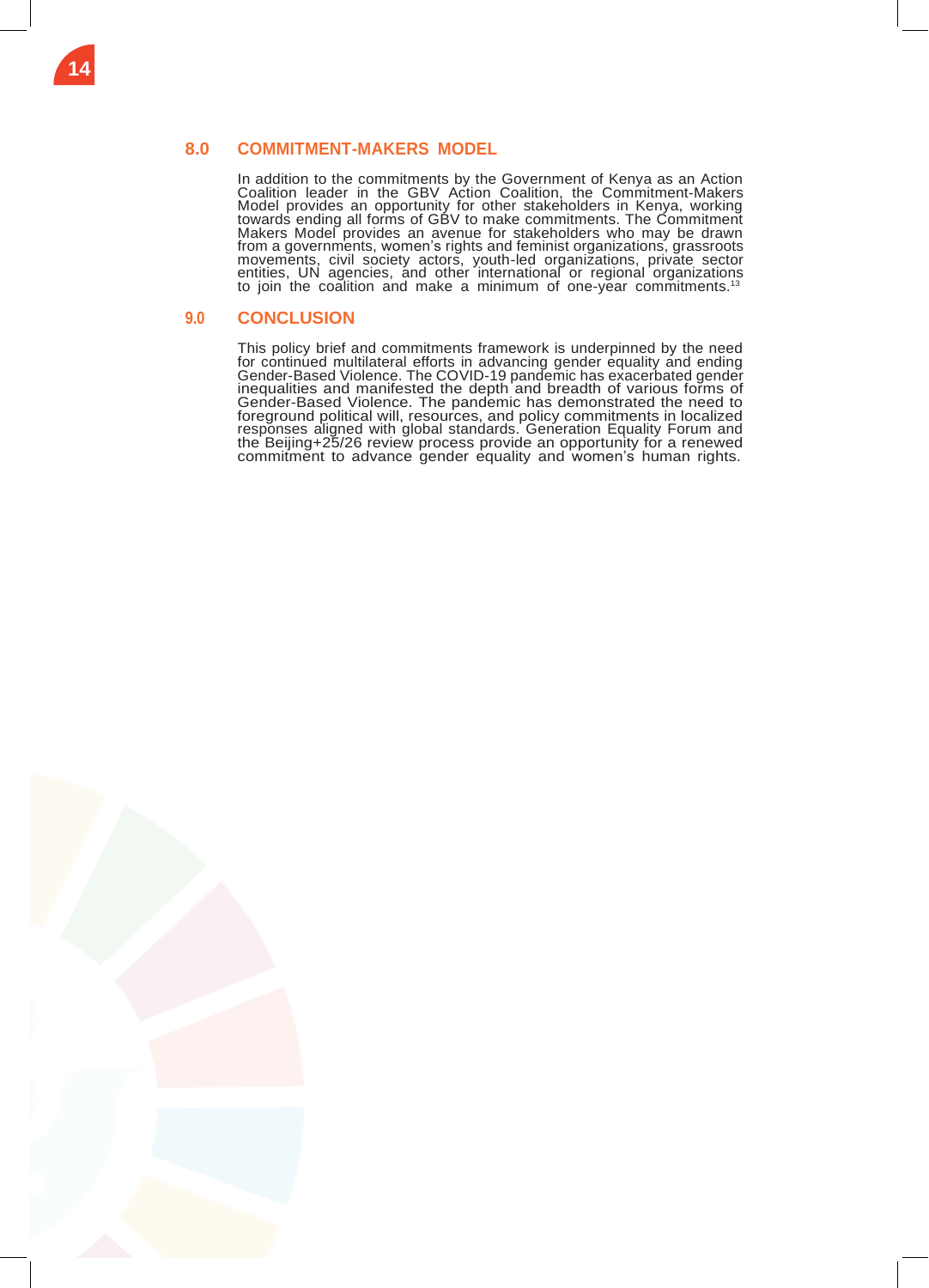## 8.0 COMMITMENT-MAKERS MODEL

In addition to the commitments by the Government of Kenya as an Action Coalition leader in the GBV Action Coalition, the Commitment-Makers Model provides an opportunity for other stakeholders in Kenya, working towards ending all forms of GBV to make commitments. The Commitment Makers Model provides an avenue for stakeholders who may be drawn from a governments, women's rights and feminist organizations, grassroots movements, civil society actors, youth-led organizations, private sector entities, UN agencies, and other international or regional organizations to join the coalition and make a minimum of one-year commitments.[13]

## 9.0 CONCLUSION

This policy brief and commitments framework is underpinned by the need for continued multilateral efforts in advancing gender equality and ending Gender-Based Violence. The COVID-19 pandemic has exacerbated gender inequalities and manifested the depth and breadth of various forms of Gender-Based Violence. The pandemic has demonstrated the need to foreground political will, resources, and policy commitments in localized responses aligned with global standards. Generation Equality Forum and the Beijing+25/26 review process provide an opportunity for a renewed commitment to advance gender equality and women's human rights.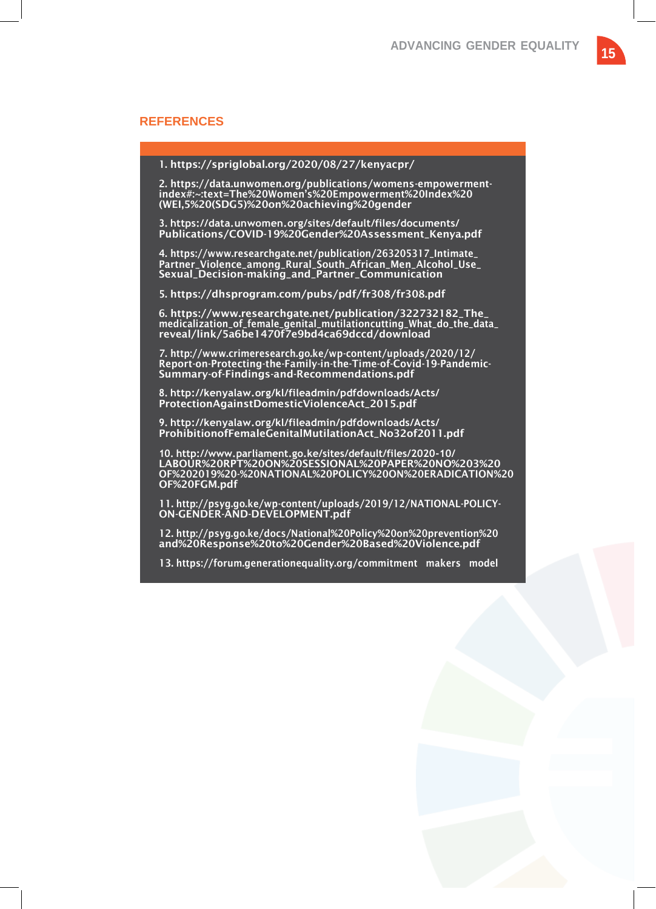## REFERENCES

1. https://spriglobal.org/2020/08/27/kenyacpr/

2. https://data.unwomen.org/publications/womens-empowerment-index#:~:text=The%20Women's%20Empowerment%20Index%20(WEI,5%20(SDG5)%20on%20achieving%20gender

3. https://data.unwomen.org/sites/default/files/documents/Publications/COVID-19%20Gender%20Assessment_Kenya.pdf

4. https://www.researchgate.net/publication/263205317_Intimate_Partner_Violence_among_Rural_South_African_Men_Alcohol_Use_Sexual_Decision-making_and_Partner_Communication

5. https://dhsprogram.com/pubs/pdf/fr308/fr308.pdf

6. https://www.researchgate.net/publication/322732182_The_medicalization_of_female_genital_mutilationcutting_What_do_the_data_reveal/link/5a6be1470f7e9bd4ca69dccd/download

7. http://www.crimeresearch.go.ke/wp-content/uploads/2020/12/Report-on-Protecting-the-Family-in-the-Time-of-Covid-19-Pandemic-Summary-of-Findings-and-Recommendations.pdf

8. http://kenyalaw.org/kl/fileadmin/pdfdownloads/Acts/ProtectionAgainstDomesticViolenceAct_2015.pdf

9. http://kenyalaw.org/kl/fileadmin/pdfdownloads/Acts/ProhibitionofFemaleGenitalMutilationAct_No32of2011.pdf

10. http://www.parliament.go.ke/sites/default/files/2020-10/LABOUR%20RPT%20ON%20SESSIONAL%20PAPER%20NO%203%20OF%202019%20-%20NATIONAL%20POLICY%20ON%20ERADICATION%20OF%20FGM.pdf

11. http://psyg.go.ke/wp-content/uploads/2019/12/NATIONAL-POLICY-ON-GENDER-AND-DEVELOPMENT.pdf

12. http://psyg.go.ke/docs/National%20Policy%20on%20prevention%20and%20Response%20to%20Gender%20Based%20Violence.pdf

13. https://forum.generationequality.org/commitment makers model